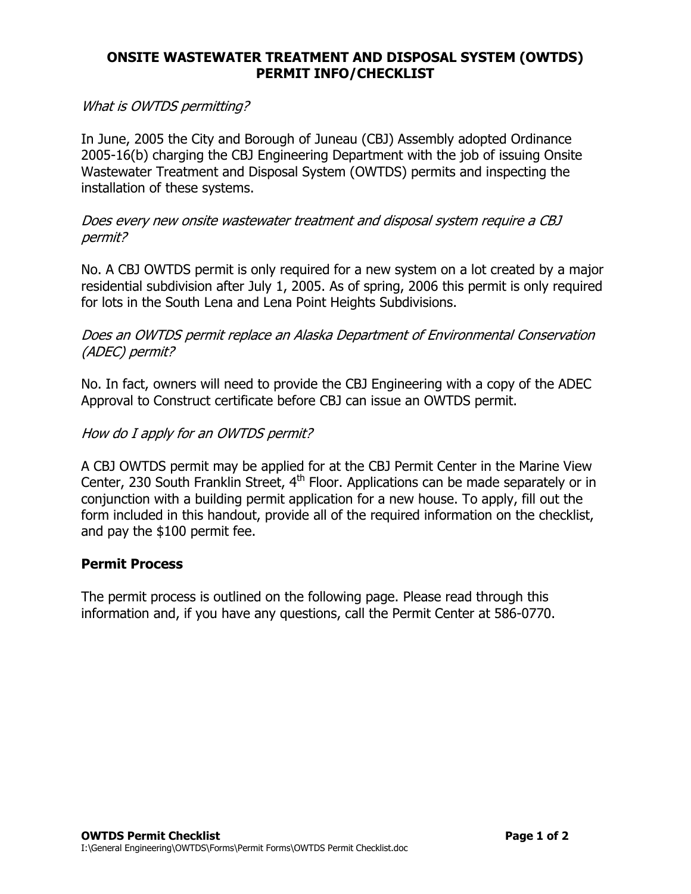# ONSITE WASTEWATER TREATMENT AND DISPOSAL SYSTEM (OWTDS) PERMIT INFO/CHECKLIST

*What is OWTDS permitting?*

In June, 2005 the City and Borough of Juneau (CBJ) Assembly adopted Ordinance 2005-16(b) charging the CBJ Engineering Department with the job of issuing Onsite Wastewater Treatment and Disposal System (OWTDS) permits and inspecting the installation of these systems.

*Does every new onsite wastewater treatment and disposal system require a CBJ permit?*

No. A CBJ OWTDS permit is only required for a new system on a lot created by a major residential subdivision after July 1, 2005. As of spring, 2006 this permit is only required for lots in the South Lena and Lena Point Heights Subdivisions.

*Does an OWTDS permit replace an Alaska Department of Environmental Conservation (ADEC) permit?*

No. In fact, owners will need to provide the CBJ Engineering with a copy of the ADEC Approval to Construct certificate before CBJ can issue an OWTDS permit.

*How do I apply for an OWTDS permit?*

A CBJ OWTDS permit may be applied for at the CBJ Permit Center in the Marine View Center, 230 South Franklin Street, 4th Floor. Applications can be made separately or in conjunction with a building permit application for a new house. To apply, fill out the form included in this handout, provide all of the required information on the checklist, and pay the $100 permit fee.

## Permit Process

The permit process is outlined on the following page. Please read through this information and, if you have any questions, call the Permit Center at 586-0770.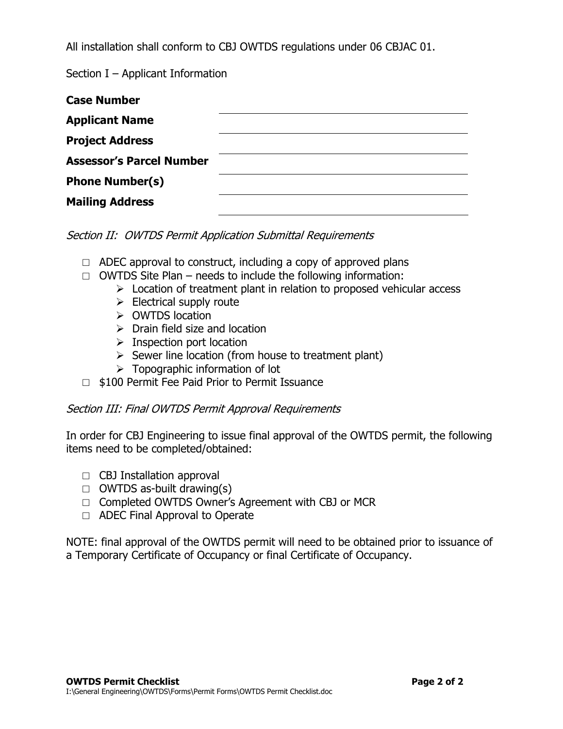All installation shall conform to CBJ OWTDS regulations under 06 CBJAC 01.

Section I – Applicant Information

| | |
|---|---|
| **Case Number** | |
| **Applicant Name** | |
| **Project Address** | |
| **Assessor's Parcel Number** | |
| **Phone Number(s)** | |
| **Mailing Address** | |

*Section II: OWTDS Permit Application Submittal Requirements*

- ☐ ADEC approval to construct, including a copy of approved plans
- ☐ OWTDS Site Plan – needs to include the following information:
  - Location of treatment plant in relation to proposed vehicular access
  - Electrical supply route
  - OWTDS location
  - Drain field size and location
  - Inspection port location
  - Sewer line location (from house to treatment plant)
  - Topographic information of lot
- ☐ $100 Permit Fee Paid Prior to Permit Issuance

*Section III: Final OWTDS Permit Approval Requirements*

In order for CBJ Engineering to issue final approval of the OWTDS permit, the following items need to be completed/obtained:

- ☐ CBJ Installation approval
- ☐ OWTDS as-built drawing(s)
- ☐ Completed OWTDS Owner's Agreement with CBJ or MCR
- ☐ ADEC Final Approval to Operate

NOTE: final approval of the OWTDS permit will need to be obtained prior to issuance of a Temporary Certificate of Occupancy or final Certificate of Occupancy.